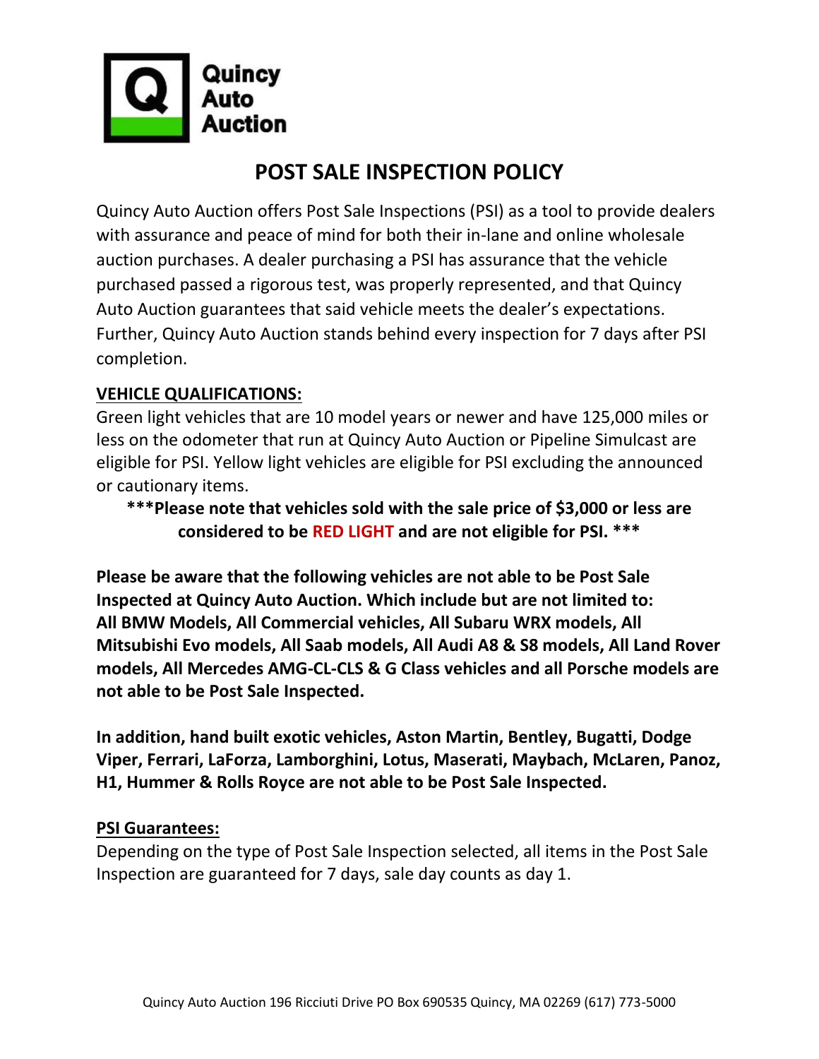Quincy Auto Auction

# POST SALE INSPECTION POLICY

Quincy Auto Auction offers Post Sale Inspections (PSI) as a tool to provide dealers with assurance and peace of mind for both their in-lane and online wholesale auction purchases. A dealer purchasing a PSI has assurance that the vehicle purchased passed a rigorous test, was properly represented, and that Quincy Auto Auction guarantees that said vehicle meets the dealer's expectations. Further, Quincy Auto Auction stands behind every inspection for 7 days after PSI completion.

**VEHICLE QUALIFICATIONS:**

Green light vehicles that are 10 model years or newer and have 125,000 miles or less on the odometer that run at Quincy Auto Auction or Pipeline Simulcast are eligible for PSI. Yellow light vehicles are eligible for PSI excluding the announced or cautionary items.

**\*\*\*Please note that vehicles sold with the sale price of $3,000 or less are considered to be RED LIGHT and are not eligible for PSI. \*\*\***

**Please be aware that the following vehicles are not able to be Post Sale Inspected at Quincy Auto Auction. Which include but are not limited to: All BMW Models, All Commercial vehicles, All Subaru WRX models, All Mitsubishi Evo models, All Saab models, All Audi A8 & S8 models, All Land Rover models, All Mercedes AMG-CL-CLS & G Class vehicles and all Porsche models are not able to be Post Sale Inspected.**

**In addition, hand built exotic vehicles, Aston Martin, Bentley, Bugatti, Dodge Viper, Ferrari, LaForza, Lamborghini, Lotus, Maserati, Maybach, McLaren, Panoz, H1, Hummer & Rolls Royce are not able to be Post Sale Inspected.**

**PSI Guarantees:**

Depending on the type of Post Sale Inspection selected, all items in the Post Sale Inspection are guaranteed for 7 days, sale day counts as day 1.

Quincy Auto Auction 196 Ricciuti Drive PO Box 690535 Quincy, MA 02269 (617) 773-5000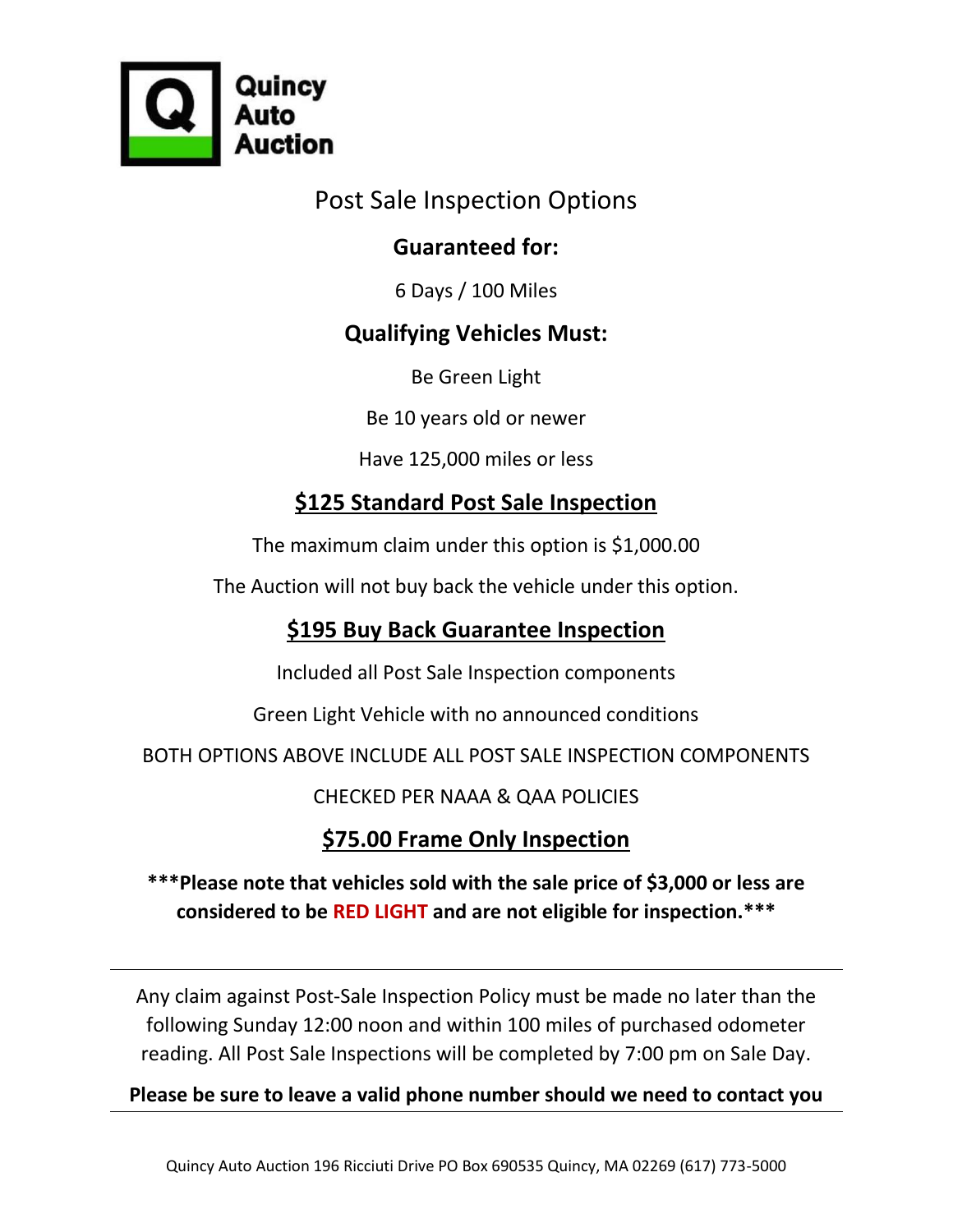**Quincy Auto Auction**

# Post Sale Inspection Options

## Guaranteed for:

6 Days / 100 Miles

## Qualifying Vehicles Must:

Be Green Light

Be 10 years old or newer

Have 125,000 miles or less

## $125 Standard Post Sale Inspection

The maximum claim under this option is $1,000.00

The Auction will not buy back the vehicle under this option.

## $195 Buy Back Guarantee Inspection

Included all Post Sale Inspection components

Green Light Vehicle with no announced conditions

BOTH OPTIONS ABOVE INCLUDE ALL POST SALE INSPECTION COMPONENTS

CHECKED PER NAAA & QAA POLICIES

## $75.00 Frame Only Inspection

**\*\*\*Please note that vehicles sold with the sale price of $3,000 or less are considered to be RED LIGHT and are not eligible for inspection.\*\*\***

---

Any claim against Post-Sale Inspection Policy must be made no later than the following Sunday 12:00 noon and within 100 miles of purchased odometer reading. All Post Sale Inspections will be completed by 7:00 pm on Sale Day.

**Please be sure to leave a valid phone number should we need to contact you**

---

Quincy Auto Auction 196 Ricciuti Drive PO Box 690535 Quincy, MA 02269 (617) 773-5000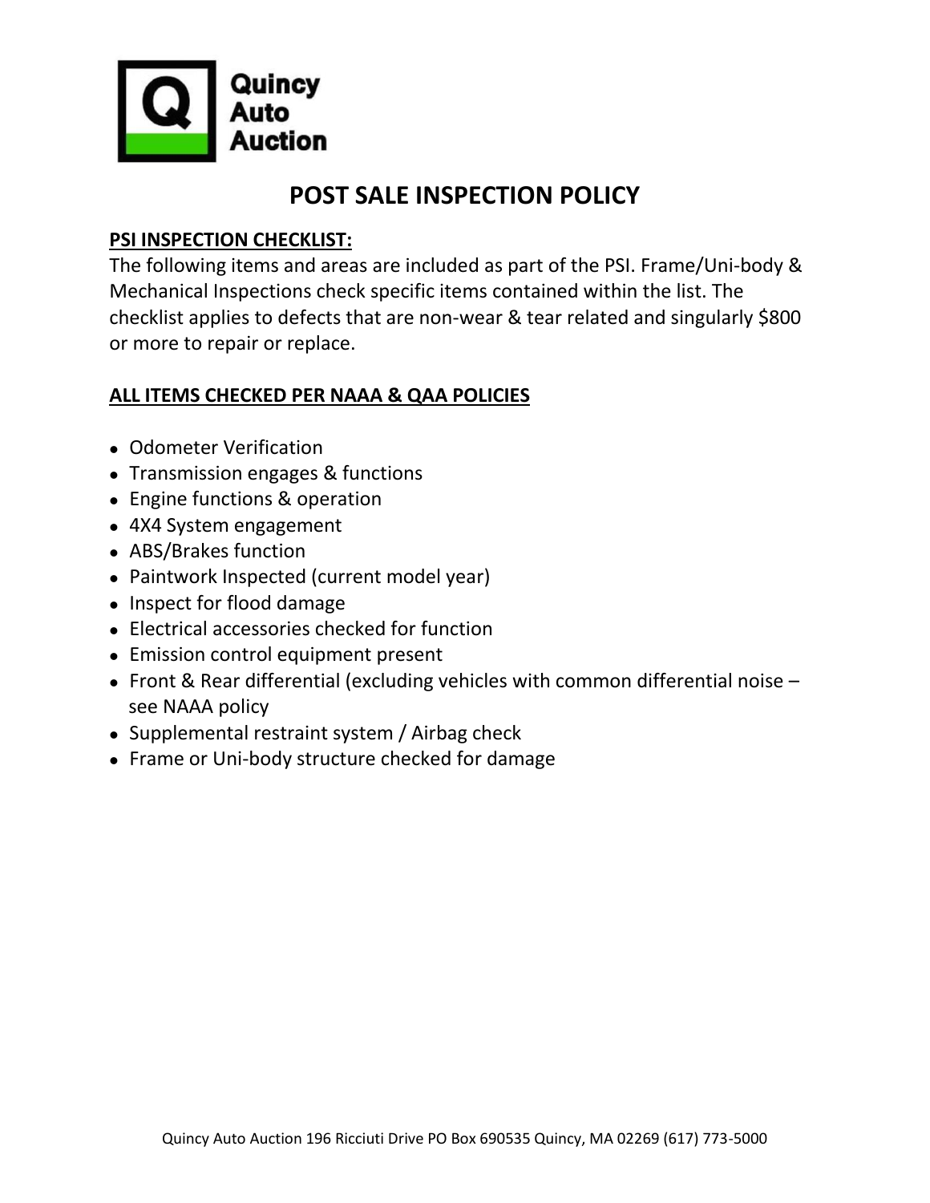Quincy Auto Auction

# POST SALE INSPECTION POLICY

**PSI INSPECTION CHECKLIST:**

The following items and areas are included as part of the PSI. Frame/Uni-body & Mechanical Inspections check specific items contained within the list. The checklist applies to defects that are non-wear & tear related and singularly $800 or more to repair or replace.

**ALL ITEMS CHECKED PER NAAA & QAA POLICIES**

- Odometer Verification
- Transmission engages & functions
- Engine functions & operation
- 4X4 System engagement
- ABS/Brakes function
- Paintwork Inspected (current model year)
- Inspect for flood damage
- Electrical accessories checked for function
- Emission control equipment present
- Front & Rear differential (excluding vehicles with common differential noise – see NAAA policy
- Supplemental restraint system / Airbag check
- Frame or Uni-body structure checked for damage

Quincy Auto Auction 196 Ricciuti Drive PO Box 690535 Quincy, MA 02269 (617) 773-5000